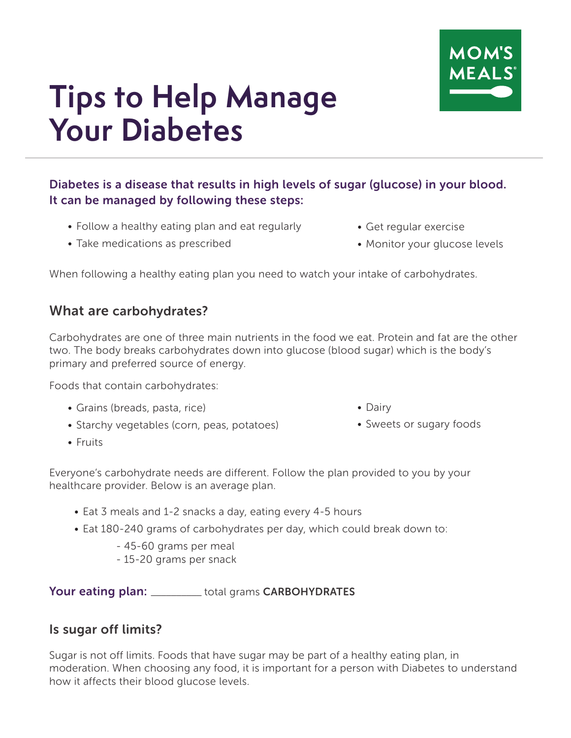# Tips to Help Manage Your Diabetes

**Diabetes is a disease that results in high levels of sugar (glucose) in your blood. It can be managed by following these steps:**

- Follow a healthy eating plan and eat regularly
- Take medications as prescribed
- Get regular exercise
- Monitor your glucose levels

When following a healthy eating plan you need to watch your intake of carbohydrates.

## What are carbohydrates?

Carbohydrates are one of three main nutrients in the food we eat. Protein and fat are the other two. The body breaks carbohydrates down into glucose (blood sugar) which is the body's primary and preferred source of energy.

Foods that contain carbohydrates:

- Grains (breads, pasta, rice)
- Starchy vegetables (corn, peas, potatoes)
- Fruits
- Dairy
- Sweets or sugary foods

Everyone's carbohydrate needs are different. Follow the plan provided to you by your healthcare provider. Below is an average plan.

- Eat 3 meals and 1-2 snacks a day, eating every 4-5 hours
- Eat 180-240 grams of carbohydrates per day, which could break down to:
  - 45-60 grams per meal
  - 15-20 grams per snack

**Your eating plan:** _________ total grams **CARBOHYDRATES**

## Is sugar off limits?

Sugar is not off limits. Foods that have sugar may be part of a healthy eating plan, in moderation. When choosing any food, it is important for a person with Diabetes to understand how it affects their blood glucose levels.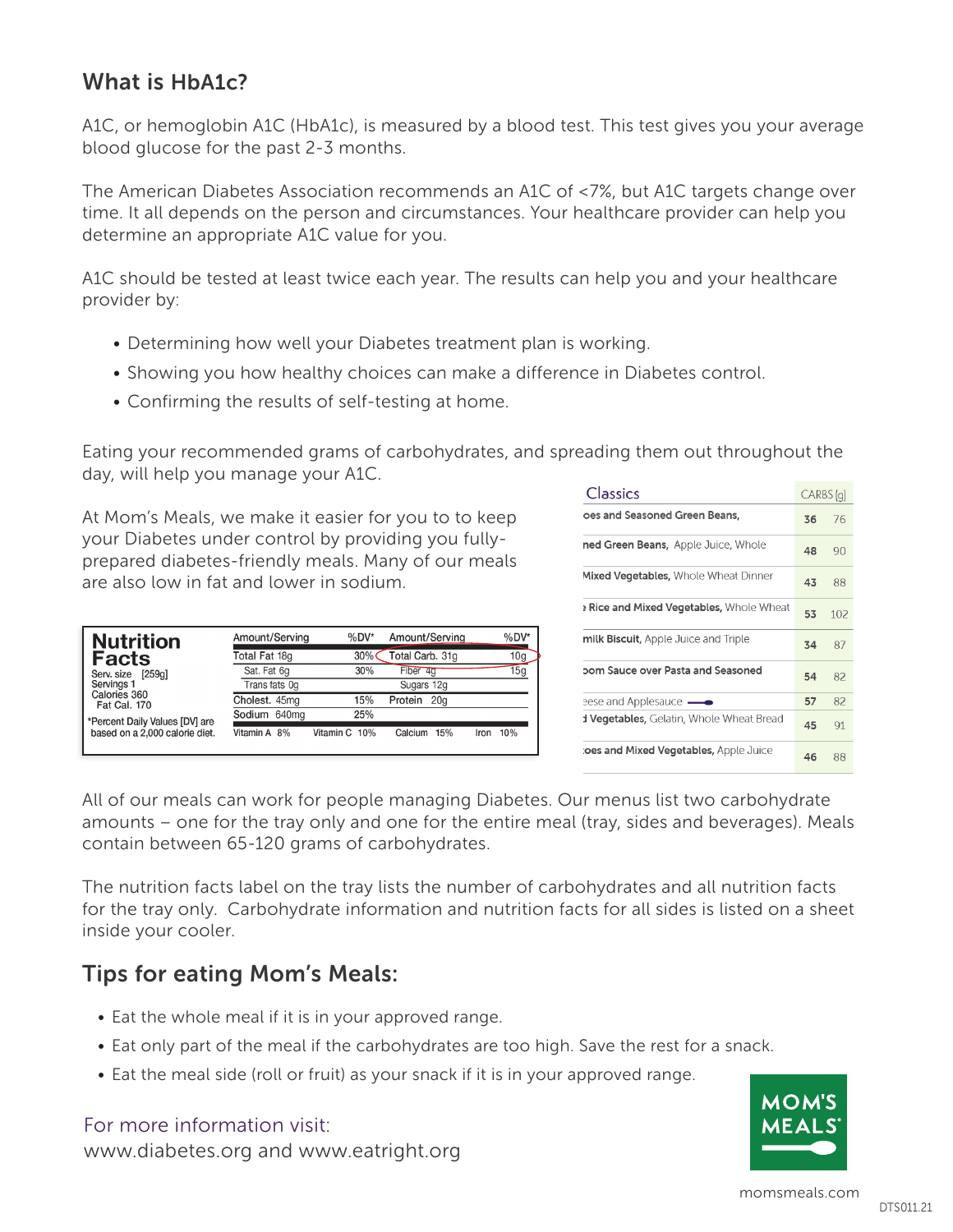## What is HbA1c?

A1C, or hemoglobin A1C (HbA1c), is measured by a blood test. This test gives you your average blood glucose for the past 2-3 months.

The American Diabetes Association recommends an A1C of <7%, but A1C targets change over time. It all depends on the person and circumstances. Your healthcare provider can help you determine an appropriate A1C value for you.

A1C should be tested at least twice each year. The results can help you and your healthcare provider by:

- Determining how well your Diabetes treatment plan is working.
- Showing you how healthy choices can make a difference in Diabetes control.
- Confirming the results of self-testing at home.

Eating your recommended grams of carbohydrates, and spreading them out throughout the day, will help you manage your A1C.

At Mom's Meals, we make it easier for you to to keep your Diabetes under control by providing you fully-prepared diabetes-friendly meals. Many of our meals are also low in fat and lower in sodium.

| Nutrition Facts | Amount/Serving | %DV* | Amount/Serving | %DV* |
|---|---|---|---|---|
| Serv. size [259g] | Total Fat 18g | 30% | Total Carb. 31g | 10g |
| Servings 1 | Sat. Fat 6g | 30% | Fiber 4g | 15g |
| Calories 360 | Trans fats 0g | | Sugars 12g | |
| Fat Cal. 170 | Cholest. 45mg | 15% | Protein 20g | |
| | Sodium 640mg | 25% | | |
| *Percent Daily Values [DV] are based on a 2,000 calorie diet. | Vitamin A 8% | Vitamin C 10% | Calcium 15% | Iron 10% |

| Classics | CARBS [g] | |
|---|---|---|
| oes and Seasoned Green Beans, | 36 | 76 |
| ned Green Beans, Apple Juice, Whole | 48 | 90 |
| Mixed Vegetables, Whole Wheat Dinner | 43 | 88 |
| Rice and Mixed Vegetables, Whole Wheat | 53 | 102 |
| milk Biscuit, Apple Juice and Triple | 34 | 87 |
| oom Sauce over Pasta and Seasoned | 54 | 82 |
| eese and Applesauce | 57 | 82 |
| d Vegetables, Gelatin, Whole Wheat Bread | 45 | 91 |
| oes and Mixed Vegetables, Apple Juice | 46 | 88 |

All of our meals can work for people managing Diabetes. Our menus list two carbohydrate amounts – one for the tray only and one for the entire meal (tray, sides and beverages). Meals contain between 65-120 grams of carbohydrates.

The nutrition facts label on the tray lists the number of carbohydrates and all nutrition facts for the tray only. Carbohydrate information and nutrition facts for all sides is listed on a sheet inside your cooler.

## Tips for eating Mom's Meals:

- Eat the whole meal if it is in your approved range.
- Eat only part of the meal if the carbohydrates are too high. Save the rest for a snack.
- Eat the meal side (roll or fruit) as your snack if it is in your approved range.

For more information visit:
www.diabetes.org and www.eatright.org

MOM'S MEALS

momsmeals.com

DTS011.21